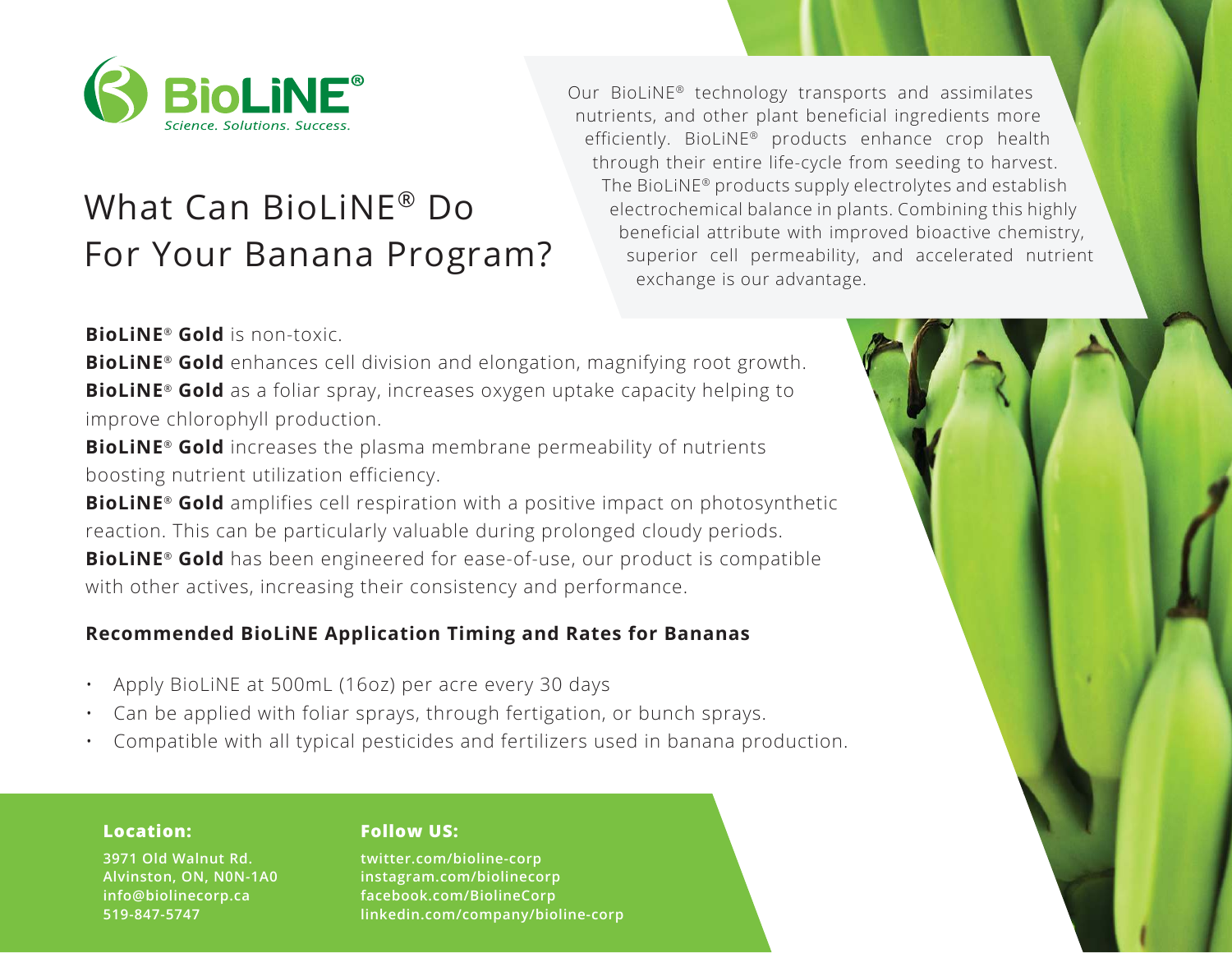**BioLiNE®**

*Science. Solutions. Success.*

# What Can BioLiNE® Do For Your Banana Program?

Our BioLiNE® technology transports and assimilates nutrients, and other plant beneficial ingredients more efficiently. BioLiNE® products enhance crop health through their entire life-cycle from seeding to harvest. The BioLiNE® products supply electrolytes and establish electrochemical balance in plants. Combining this highly beneficial attribute with improved bioactive chemistry, superior cell permeability, and accelerated nutrient exchange is our advantage.

**BioLiNE® Gold** is non-toxic.
**BioLiNE® Gold** enhances cell division and elongation, magnifying root growth.
**BioLiNE® Gold** as a foliar spray, increases oxygen uptake capacity helping to improve chlorophyll production.
**BioLiNE® Gold** increases the plasma membrane permeability of nutrients boosting nutrient utilization efficiency.
**BioLiNE® Gold** amplifies cell respiration with a positive impact on photosynthetic reaction. This can be particularly valuable during prolonged cloudy periods.
**BioLiNE® Gold** has been engineered for ease-of-use, our product is compatible with other actives, increasing their consistency and performance.

## Recommended BioLiNE Application Timing and Rates for Bananas

- Apply BioLiNE at 500mL (16oz) per acre every 30 days
- Can be applied with foliar sprays, through fertigation, or bunch sprays.
- Compatible with all typical pesticides and fertilizers used in banana production.

**Location:**

**3971 Old Walnut Rd.**
**Alvinston, ON, N0N-1A0**
**info@biolinecorp.ca**
**519-847-5747**

**Follow US:**

**twitter.com/bioline-corp**
**instagram.com/biolinecorp**
**facebook.com/BiolineCorp**
**linkedin.com/company/bioline-corp**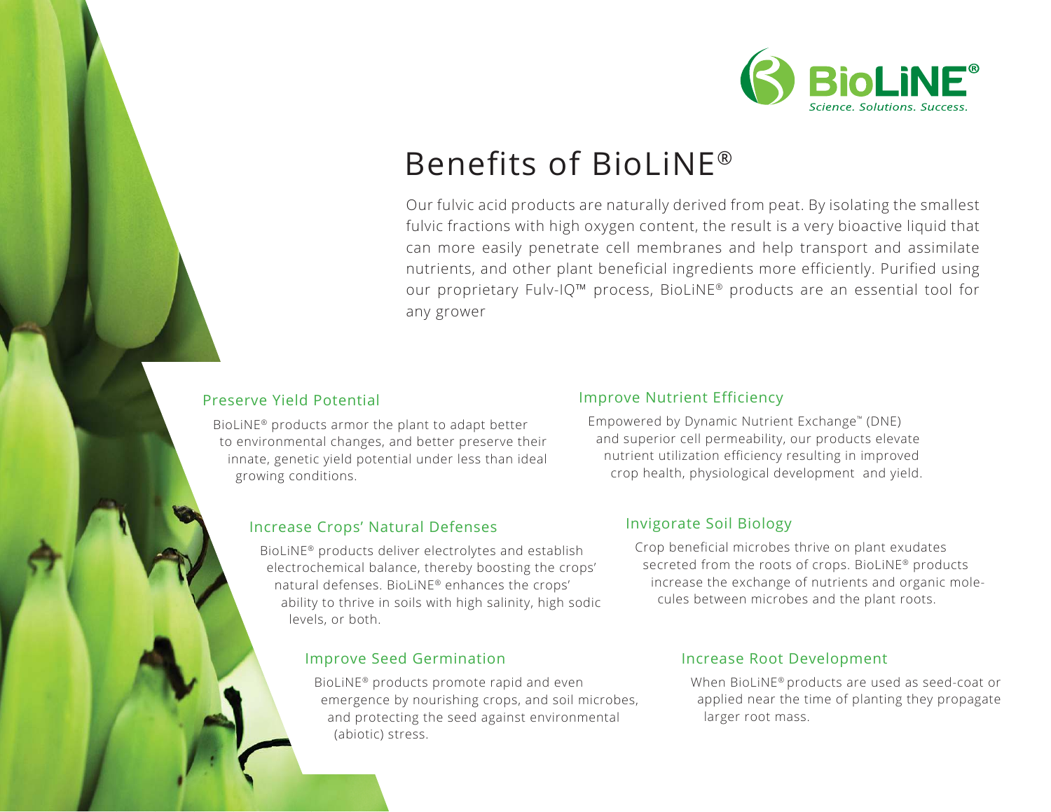BioLiNE®

*Science. Solutions. Success.*

# Benefits of BioLiNE®

Our fulvic acid products are naturally derived from peat. By isolating the smallest fulvic fractions with high oxygen content, the result is a very bioactive liquid that can more easily penetrate cell membranes and help transport and assimilate nutrients, and other plant beneficial ingredients more efficiently. Purified using our proprietary Fulv-IQ™ process, BioLiNE® products are an essential tool for any grower

### Preserve Yield Potential

BioLiNE® products armor the plant to adapt better to environmental changes, and better preserve their innate, genetic yield potential under less than ideal growing conditions.

### Increase Crops' Natural Defenses

BioLiNE® products deliver electrolytes and establish electrochemical balance, thereby boosting the crops' natural defenses. BioLiNE® enhances the crops' ability to thrive in soils with high salinity, high sodic levels, or both.

### Improve Seed Germination

BioLiNE® products promote rapid and even emergence by nourishing crops, and soil microbes, and protecting the seed against environmental (abiotic) stress.

### Improve Nutrient Efficiency

Empowered by Dynamic Nutrient Exchange™ (DNE) and superior cell permeability, our products elevate nutrient utilization efficiency resulting in improved crop health, physiological development and yield.

### Invigorate Soil Biology

Crop beneficial microbes thrive on plant exudates secreted from the roots of crops. BioLiNE® products increase the exchange of nutrients and organic molecules between microbes and the plant roots.

### Increase Root Development

When BioLiNE® products are used as seed-coat or applied near the time of planting they propagate larger root mass.